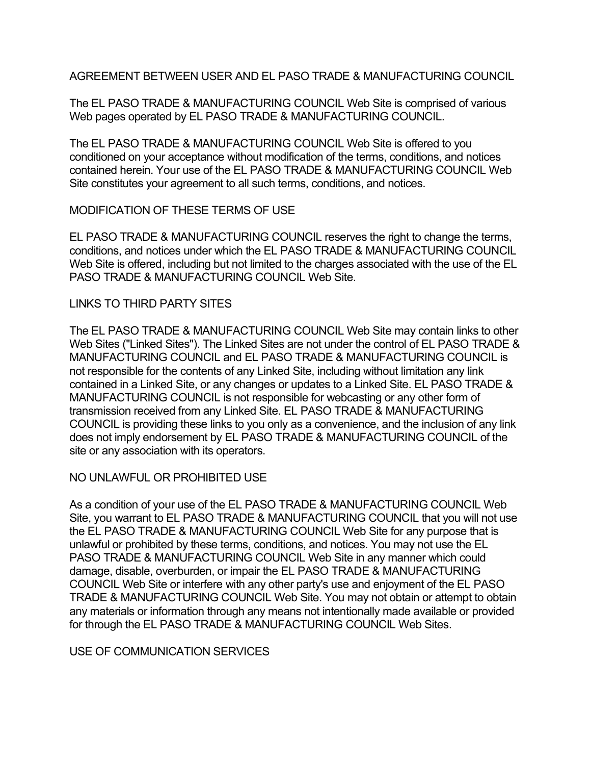# AGREEMENT BETWEEN USER AND EL PASO TRADE & MANUFACTURING COUNCIL

The EL PASO TRADE & MANUFACTURING COUNCIL Web Site is comprised of various Web pages operated by EL PASO TRADE & MANUFACTURING COUNCIL.

The EL PASO TRADE & MANUFACTURING COUNCIL Web Site is offered to you conditioned on your acceptance without modification of the terms, conditions, and notices contained herein. Your use of the EL PASO TRADE & MANUFACTURING COUNCIL Web Site constitutes your agreement to all such terms, conditions, and notices.

## MODIFICATION OF THESE TERMS OF USE

EL PASO TRADE & MANUFACTURING COUNCIL reserves the right to change the terms, conditions, and notices under which the EL PASO TRADE & MANUFACTURING COUNCIL Web Site is offered, including but not limited to the charges associated with the use of the EL PASO TRADE & MANUFACTURING COUNCIL Web Site.

## LINKS TO THIRD PARTY SITES

The EL PASO TRADE & MANUFACTURING COUNCIL Web Site may contain links to other Web Sites ("Linked Sites"). The Linked Sites are not under the control of EL PASO TRADE & MANUFACTURING COUNCIL and EL PASO TRADE & MANUFACTURING COUNCIL is not responsible for the contents of any Linked Site, including without limitation any link contained in a Linked Site, or any changes or updates to a Linked Site. EL PASO TRADE & MANUFACTURING COUNCIL is not responsible for webcasting or any other form of transmission received from any Linked Site. EL PASO TRADE & MANUFACTURING COUNCIL is providing these links to you only as a convenience, and the inclusion of any link does not imply endorsement by EL PASO TRADE & MANUFACTURING COUNCIL of the site or any association with its operators.

## NO UNLAWFUL OR PROHIBITED USE

As a condition of your use of the EL PASO TRADE & MANUFACTURING COUNCIL Web Site, you warrant to EL PASO TRADE & MANUFACTURING COUNCIL that you will not use the EL PASO TRADE & MANUFACTURING COUNCIL Web Site for any purpose that is unlawful or prohibited by these terms, conditions, and notices. You may not use the EL PASO TRADE & MANUFACTURING COUNCIL Web Site in any manner which could damage, disable, overburden, or impair the EL PASO TRADE & MANUFACTURING COUNCIL Web Site or interfere with any other party's use and enjoyment of the EL PASO TRADE & MANUFACTURING COUNCIL Web Site. You may not obtain or attempt to obtain any materials or information through any means not intentionally made available or provided for through the EL PASO TRADE & MANUFACTURING COUNCIL Web Sites.

## USE OF COMMUNICATION SERVICES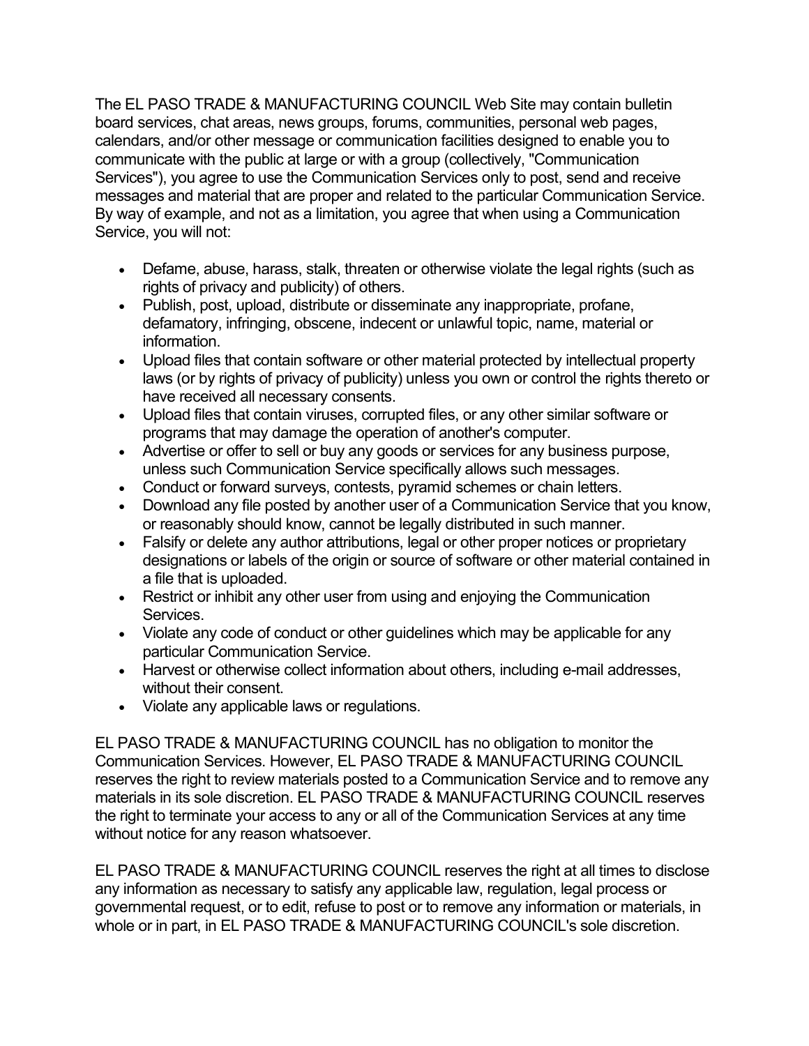The EL PASO TRADE & MANUFACTURING COUNCIL Web Site may contain bulletin board services, chat areas, news groups, forums, communities, personal web pages, calendars, and/or other message or communication facilities designed to enable you to communicate with the public at large or with a group (collectively, "Communication Services"), you agree to use the Communication Services only to post, send and receive messages and material that are proper and related to the particular Communication Service. By way of example, and not as a limitation, you agree that when using a Communication Service, you will not:

- Defame, abuse, harass, stalk, threaten or otherwise violate the legal rights (such as rights of privacy and publicity) of others.
- Publish, post, upload, distribute or disseminate any inappropriate, profane, defamatory, infringing, obscene, indecent or unlawful topic, name, material or information.
- Upload files that contain software or other material protected by intellectual property laws (or by rights of privacy of publicity) unless you own or control the rights thereto or have received all necessary consents.
- Upload files that contain viruses, corrupted files, or any other similar software or programs that may damage the operation of another's computer.
- Advertise or offer to sell or buy any goods or services for any business purpose, unless such Communication Service specifically allows such messages.
- Conduct or forward surveys, contests, pyramid schemes or chain letters.
- Download any file posted by another user of a Communication Service that you know, or reasonably should know, cannot be legally distributed in such manner.
- Falsify or delete any author attributions, legal or other proper notices or proprietary designations or labels of the origin or source of software or other material contained in a file that is uploaded.
- Restrict or inhibit any other user from using and enjoying the Communication Services.
- Violate any code of conduct or other guidelines which may be applicable for any particular Communication Service.
- Harvest or otherwise collect information about others, including e-mail addresses, without their consent.
- Violate any applicable laws or regulations.

EL PASO TRADE & MANUFACTURING COUNCIL has no obligation to monitor the Communication Services. However, EL PASO TRADE & MANUFACTURING COUNCIL reserves the right to review materials posted to a Communication Service and to remove any materials in its sole discretion. EL PASO TRADE & MANUFACTURING COUNCIL reserves the right to terminate your access to any or all of the Communication Services at any time without notice for any reason whatsoever.

EL PASO TRADE & MANUFACTURING COUNCIL reserves the right at all times to disclose any information as necessary to satisfy any applicable law, regulation, legal process or governmental request, or to edit, refuse to post or to remove any information or materials, in whole or in part, in EL PASO TRADE & MANUFACTURING COUNCIL's sole discretion.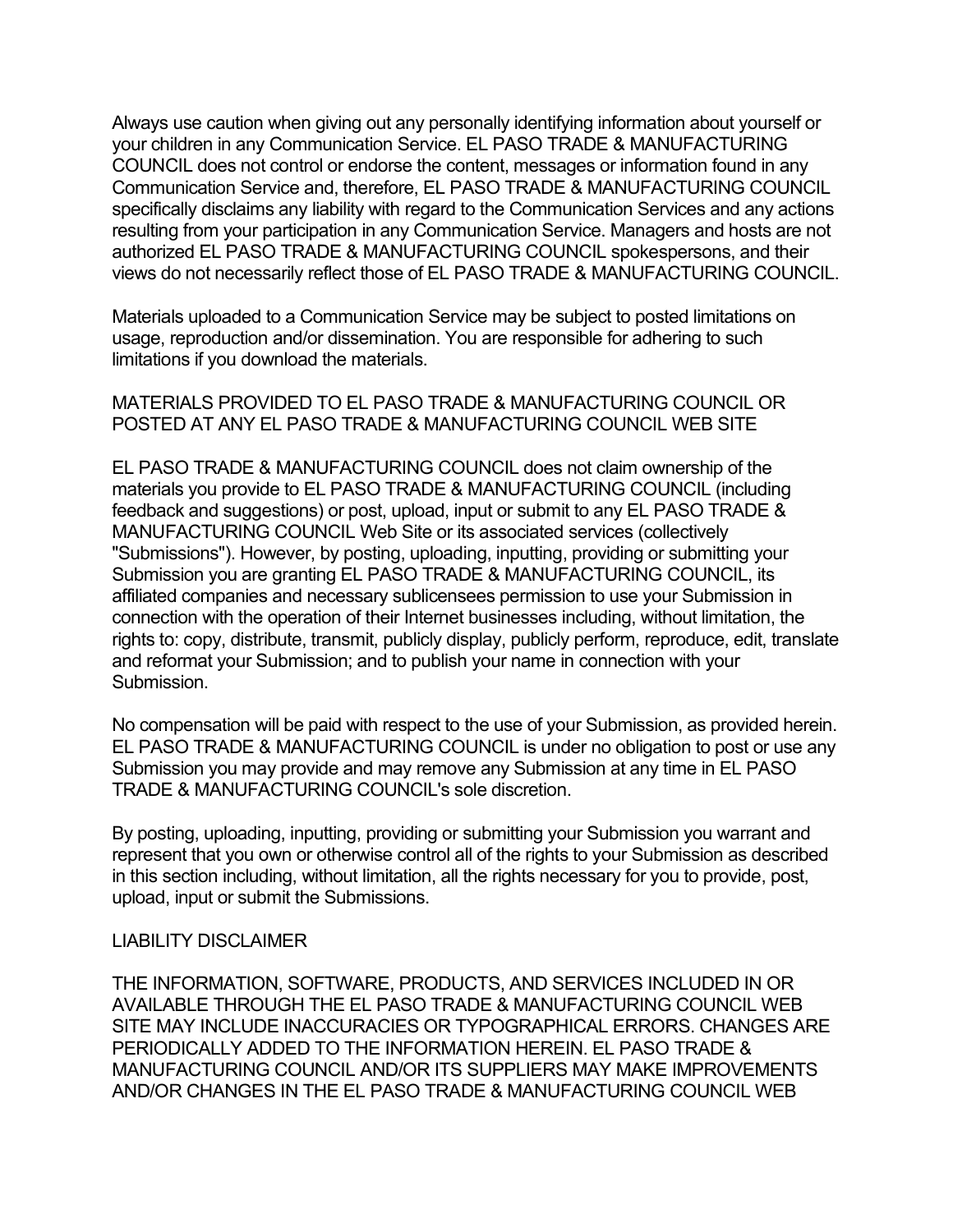Always use caution when giving out any personally identifying information about yourself or your children in any Communication Service. EL PASO TRADE & MANUFACTURING COUNCIL does not control or endorse the content, messages or information found in any Communication Service and, therefore, EL PASO TRADE & MANUFACTURING COUNCIL specifically disclaims any liability with regard to the Communication Services and any actions resulting from your participation in any Communication Service. Managers and hosts are not authorized EL PASO TRADE & MANUFACTURING COUNCIL spokespersons, and their views do not necessarily reflect those of EL PASO TRADE & MANUFACTURING COUNCIL.

Materials uploaded to a Communication Service may be subject to posted limitations on usage, reproduction and/or dissemination. You are responsible for adhering to such limitations if you download the materials.

## MATERIALS PROVIDED TO EL PASO TRADE & MANUFACTURING COUNCIL OR POSTED AT ANY EL PASO TRADE & MANUFACTURING COUNCIL WEB SITE

EL PASO TRADE & MANUFACTURING COUNCIL does not claim ownership of the materials you provide to EL PASO TRADE & MANUFACTURING COUNCIL (including feedback and suggestions) or post, upload, input or submit to any EL PASO TRADE & MANUFACTURING COUNCIL Web Site or its associated services (collectively "Submissions"). However, by posting, uploading, inputting, providing or submitting your Submission you are granting EL PASO TRADE & MANUFACTURING COUNCIL, its affiliated companies and necessary sublicensees permission to use your Submission in connection with the operation of their Internet businesses including, without limitation, the rights to: copy, distribute, transmit, publicly display, publicly perform, reproduce, edit, translate and reformat your Submission; and to publish your name in connection with your Submission.

No compensation will be paid with respect to the use of your Submission, as provided herein. EL PASO TRADE & MANUFACTURING COUNCIL is under no obligation to post or use any Submission you may provide and may remove any Submission at any time in EL PASO TRADE & MANUFACTURING COUNCIL's sole discretion.

By posting, uploading, inputting, providing or submitting your Submission you warrant and represent that you own or otherwise control all of the rights to your Submission as described in this section including, without limitation, all the rights necessary for you to provide, post, upload, input or submit the Submissions.

## LIABILITY DISCLAIMER

THE INFORMATION, SOFTWARE, PRODUCTS, AND SERVICES INCLUDED IN OR AVAILABLE THROUGH THE EL PASO TRADE & MANUFACTURING COUNCIL WEB SITE MAY INCLUDE INACCURACIES OR TYPOGRAPHICAL ERRORS. CHANGES ARE PERIODICALLY ADDED TO THE INFORMATION HEREIN. EL PASO TRADE & MANUFACTURING COUNCIL AND/OR ITS SUPPLIERS MAY MAKE IMPROVEMENTS AND/OR CHANGES IN THE EL PASO TRADE & MANUFACTURING COUNCIL WEB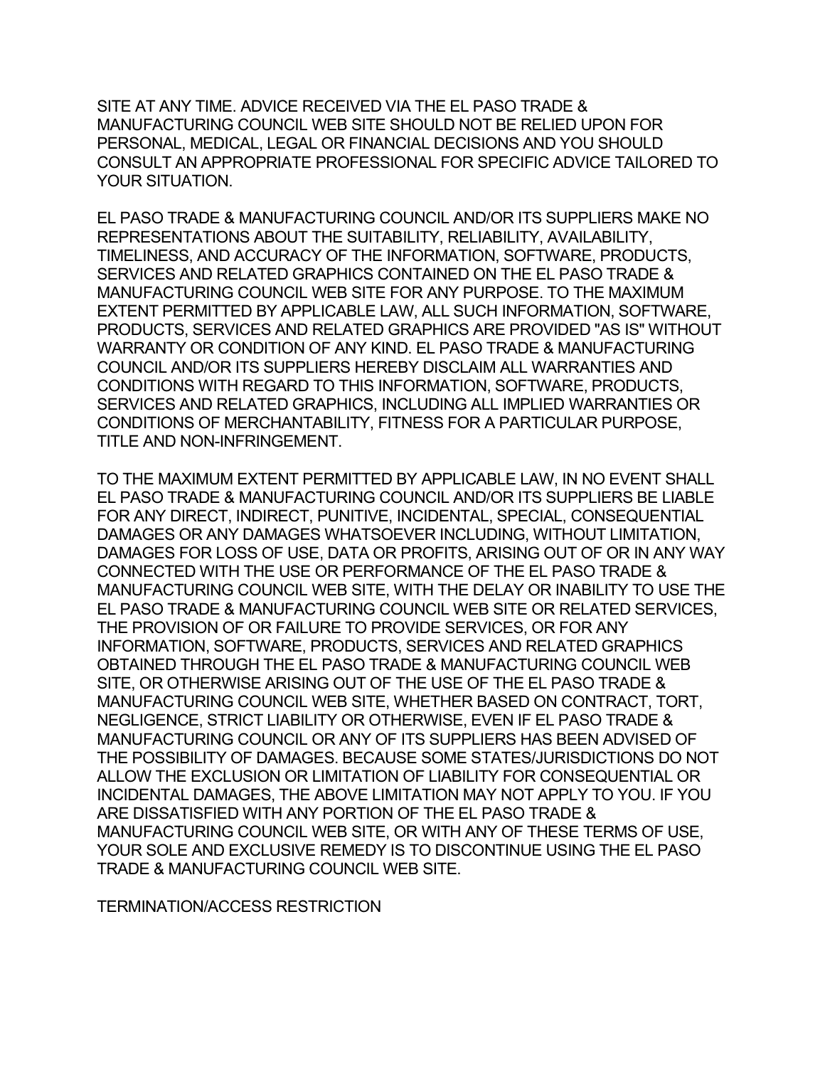SITE AT ANY TIME. ADVICE RECEIVED VIA THE EL PASO TRADE & MANUFACTURING COUNCIL WEB SITE SHOULD NOT BE RELIED UPON FOR PERSONAL, MEDICAL, LEGAL OR FINANCIAL DECISIONS AND YOU SHOULD CONSULT AN APPROPRIATE PROFESSIONAL FOR SPECIFIC ADVICE TAILORED TO YOUR SITUATION.

EL PASO TRADE & MANUFACTURING COUNCIL AND/OR ITS SUPPLIERS MAKE NO REPRESENTATIONS ABOUT THE SUITABILITY, RELIABILITY, AVAILABILITY, TIMELINESS, AND ACCURACY OF THE INFORMATION, SOFTWARE, PRODUCTS, SERVICES AND RELATED GRAPHICS CONTAINED ON THE EL PASO TRADE & MANUFACTURING COUNCIL WEB SITE FOR ANY PURPOSE. TO THE MAXIMUM EXTENT PERMITTED BY APPLICABLE LAW, ALL SUCH INFORMATION, SOFTWARE, PRODUCTS, SERVICES AND RELATED GRAPHICS ARE PROVIDED "AS IS" WITHOUT WARRANTY OR CONDITION OF ANY KIND. EL PASO TRADE & MANUFACTURING COUNCIL AND/OR ITS SUPPLIERS HEREBY DISCLAIM ALL WARRANTIES AND CONDITIONS WITH REGARD TO THIS INFORMATION, SOFTWARE, PRODUCTS, SERVICES AND RELATED GRAPHICS, INCLUDING ALL IMPLIED WARRANTIES OR CONDITIONS OF MERCHANTABILITY, FITNESS FOR A PARTICULAR PURPOSE, TITLE AND NON-INFRINGEMENT.

TO THE MAXIMUM EXTENT PERMITTED BY APPLICABLE LAW, IN NO EVENT SHALL EL PASO TRADE & MANUFACTURING COUNCIL AND/OR ITS SUPPLIERS BE LIABLE FOR ANY DIRECT, INDIRECT, PUNITIVE, INCIDENTAL, SPECIAL, CONSEQUENTIAL DAMAGES OR ANY DAMAGES WHATSOEVER INCLUDING, WITHOUT LIMITATION, DAMAGES FOR LOSS OF USE, DATA OR PROFITS, ARISING OUT OF OR IN ANY WAY CONNECTED WITH THE USE OR PERFORMANCE OF THE EL PASO TRADE & MANUFACTURING COUNCIL WEB SITE, WITH THE DELAY OR INABILITY TO USE THE EL PASO TRADE & MANUFACTURING COUNCIL WEB SITE OR RELATED SERVICES, THE PROVISION OF OR FAILURE TO PROVIDE SERVICES, OR FOR ANY INFORMATION, SOFTWARE, PRODUCTS, SERVICES AND RELATED GRAPHICS OBTAINED THROUGH THE EL PASO TRADE & MANUFACTURING COUNCIL WEB SITE, OR OTHERWISE ARISING OUT OF THE USE OF THE EL PASO TRADE & MANUFACTURING COUNCIL WEB SITE, WHETHER BASED ON CONTRACT, TORT, NEGLIGENCE, STRICT LIABILITY OR OTHERWISE, EVEN IF EL PASO TRADE & MANUFACTURING COUNCIL OR ANY OF ITS SUPPLIERS HAS BEEN ADVISED OF THE POSSIBILITY OF DAMAGES. BECAUSE SOME STATES/JURISDICTIONS DO NOT ALLOW THE EXCLUSION OR LIMITATION OF LIABILITY FOR CONSEQUENTIAL OR INCIDENTAL DAMAGES, THE ABOVE LIMITATION MAY NOT APPLY TO YOU. IF YOU ARE DISSATISFIED WITH ANY PORTION OF THE EL PASO TRADE & MANUFACTURING COUNCIL WEB SITE, OR WITH ANY OF THESE TERMS OF USE, YOUR SOLE AND EXCLUSIVE REMEDY IS TO DISCONTINUE USING THE EL PASO TRADE & MANUFACTURING COUNCIL WEB SITE.

TERMINATION/ACCESS RESTRICTION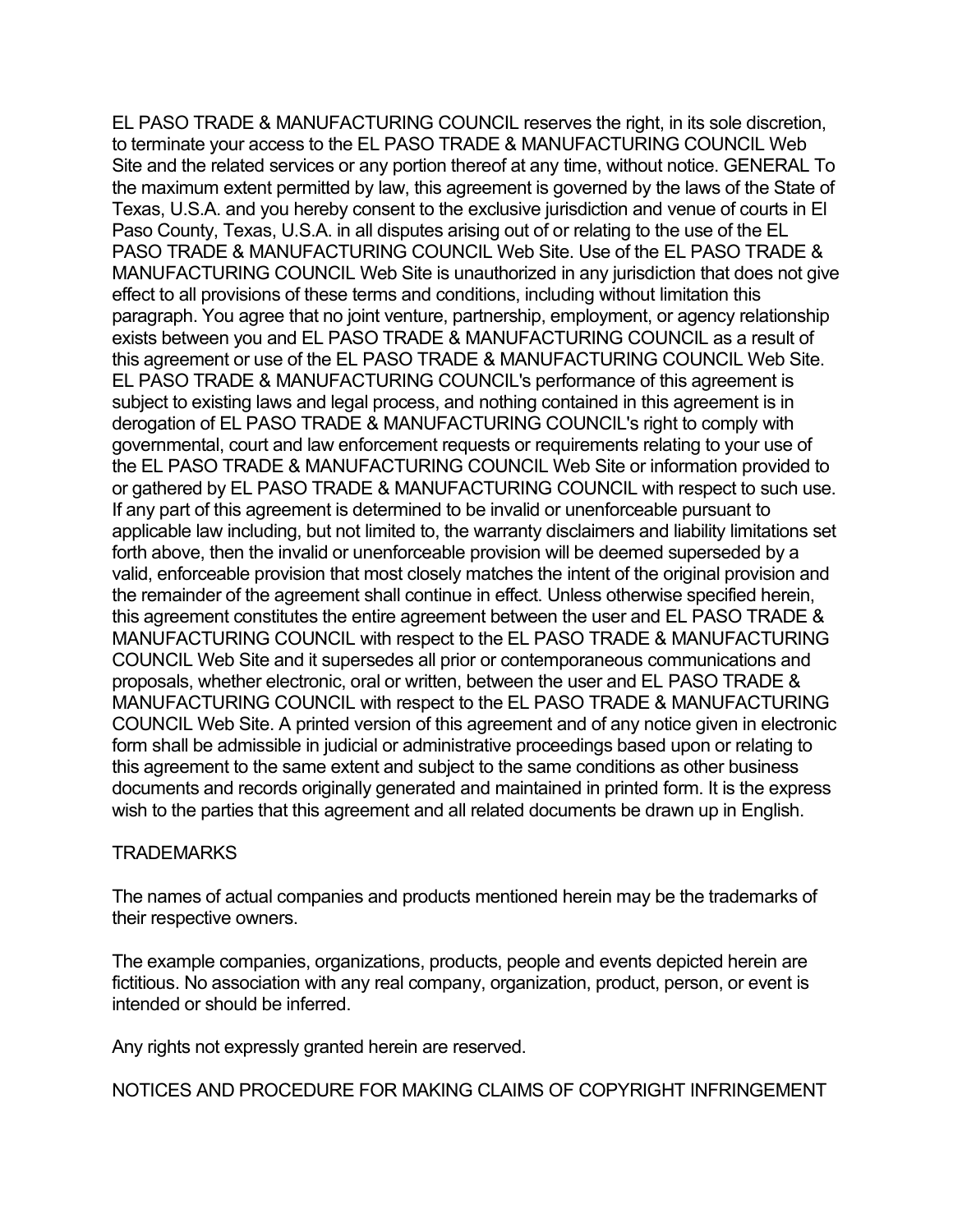EL PASO TRADE & MANUFACTURING COUNCIL reserves the right, in its sole discretion, to terminate your access to the EL PASO TRADE & MANUFACTURING COUNCIL Web Site and the related services or any portion thereof at any time, without notice. GENERAL To the maximum extent permitted by law, this agreement is governed by the laws of the State of Texas, U.S.A. and you hereby consent to the exclusive jurisdiction and venue of courts in El Paso County, Texas, U.S.A. in all disputes arising out of or relating to the use of the EL PASO TRADE & MANUFACTURING COUNCIL Web Site. Use of the EL PASO TRADE & MANUFACTURING COUNCIL Web Site is unauthorized in any jurisdiction that does not give effect to all provisions of these terms and conditions, including without limitation this paragraph. You agree that no joint venture, partnership, employment, or agency relationship exists between you and EL PASO TRADE & MANUFACTURING COUNCIL as a result of this agreement or use of the EL PASO TRADE & MANUFACTURING COUNCIL Web Site. EL PASO TRADE & MANUFACTURING COUNCIL's performance of this agreement is subject to existing laws and legal process, and nothing contained in this agreement is in derogation of EL PASO TRADE & MANUFACTURING COUNCIL's right to comply with governmental, court and law enforcement requests or requirements relating to your use of the EL PASO TRADE & MANUFACTURING COUNCIL Web Site or information provided to or gathered by EL PASO TRADE & MANUFACTURING COUNCIL with respect to such use. If any part of this agreement is determined to be invalid or unenforceable pursuant to applicable law including, but not limited to, the warranty disclaimers and liability limitations set forth above, then the invalid or unenforceable provision will be deemed superseded by a valid, enforceable provision that most closely matches the intent of the original provision and the remainder of the agreement shall continue in effect. Unless otherwise specified herein, this agreement constitutes the entire agreement between the user and EL PASO TRADE & MANUFACTURING COUNCIL with respect to the EL PASO TRADE & MANUFACTURING COUNCIL Web Site and it supersedes all prior or contemporaneous communications and proposals, whether electronic, oral or written, between the user and EL PASO TRADE & MANUFACTURING COUNCIL with respect to the EL PASO TRADE & MANUFACTURING COUNCIL Web Site. A printed version of this agreement and of any notice given in electronic form shall be admissible in judicial or administrative proceedings based upon or relating to this agreement to the same extent and subject to the same conditions as other business documents and records originally generated and maintained in printed form. It is the express wish to the parties that this agreement and all related documents be drawn up in English.

TRADEMARKS

The names of actual companies and products mentioned herein may be the trademarks of their respective owners.

The example companies, organizations, products, people and events depicted herein are fictitious. No association with any real company, organization, product, person, or event is intended or should be inferred.

Any rights not expressly granted herein are reserved.

NOTICES AND PROCEDURE FOR MAKING CLAIMS OF COPYRIGHT INFRINGEMENT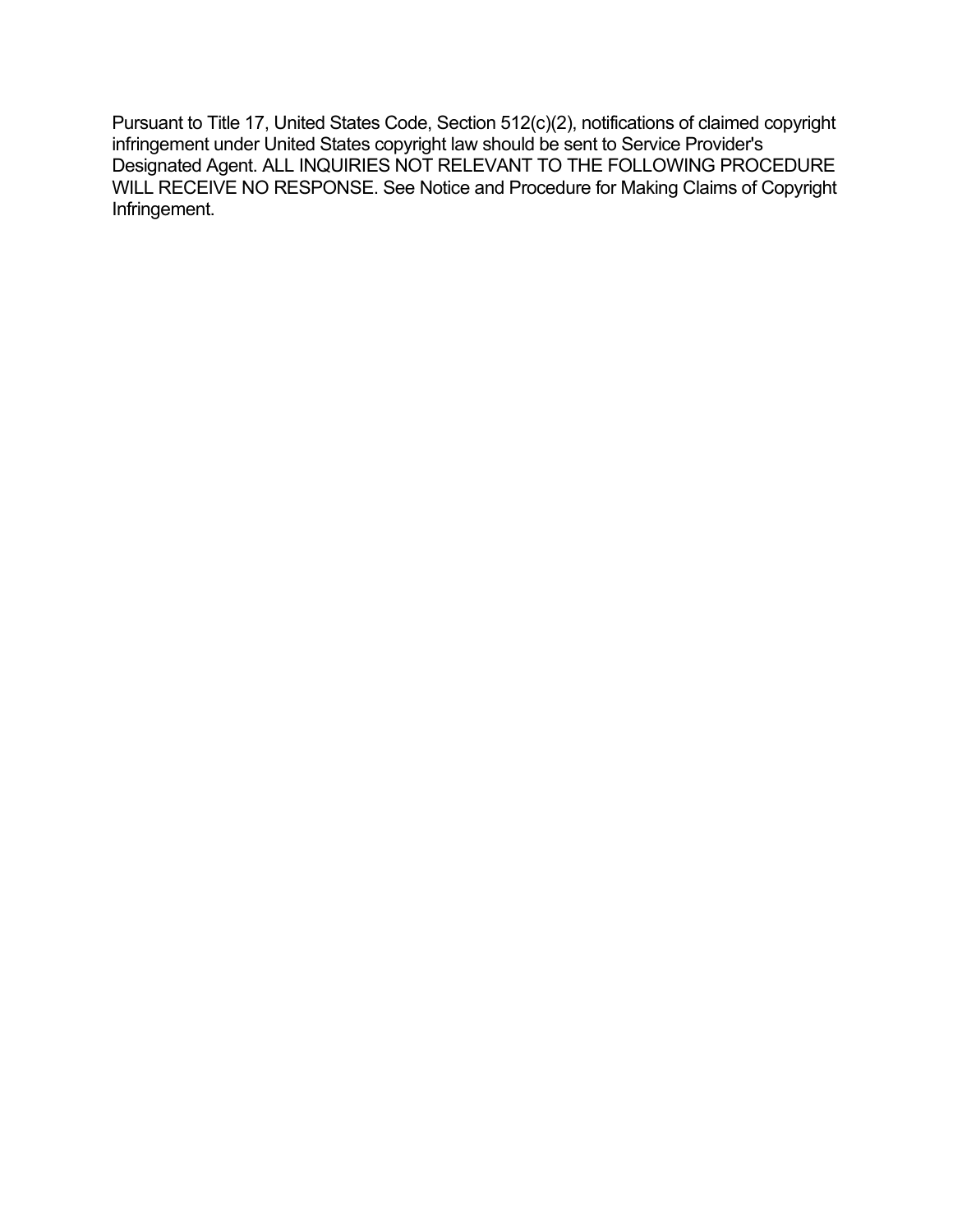Pursuant to Title 17, United States Code, Section 512(c)(2), notifications of claimed copyright infringement under United States copyright law should be sent to Service Provider's Designated Agent. ALL INQUIRIES NOT RELEVANT TO THE FOLLOWING PROCEDURE WILL RECEIVE NO RESPONSE. See Notice and Procedure for Making Claims of Copyright Infringement.